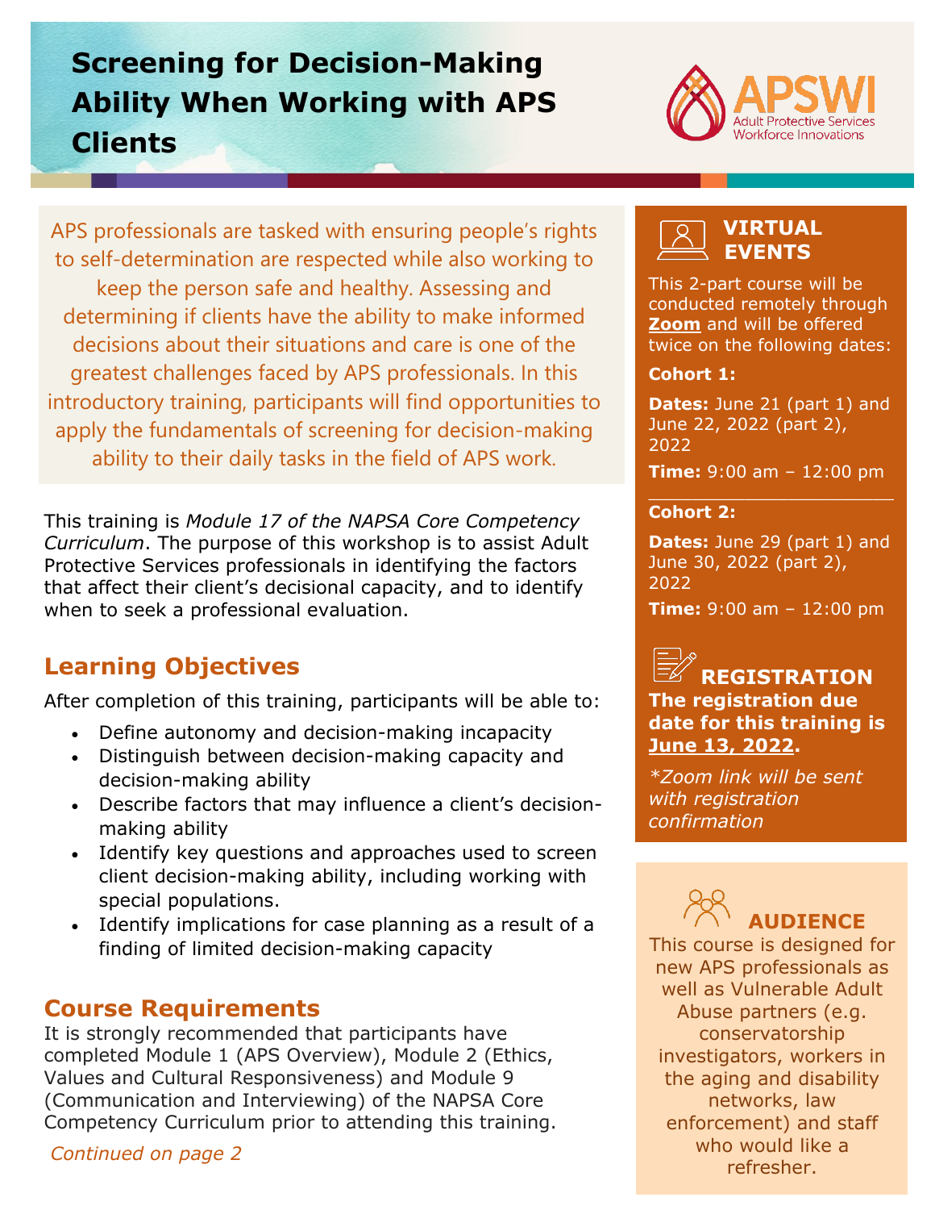# Screening for Decision-Making Ability When Working with APS Clients

APSWI Adult Protective Services Workforce Innovations

APS professionals are tasked with ensuring people's rights to self-determination are respected while also working to keep the person safe and healthy. Assessing and determining if clients have the ability to make informed decisions about their situations and care is one of the greatest challenges faced by APS professionals. In this introductory training, participants will find opportunities to apply the fundamentals of screening for decision-making ability to their daily tasks in the field of APS work.

This training is *Module 17 of the NAPSA Core Competency Curriculum*. The purpose of this workshop is to assist Adult Protective Services professionals in identifying the factors that affect their client's decisional capacity, and to identify when to seek a professional evaluation.

## Learning Objectives

After completion of this training, participants will be able to:

- Define autonomy and decision-making incapacity
- Distinguish between decision-making capacity and decision-making ability
- Describe factors that may influence a client's decision-making ability
- Identify key questions and approaches used to screen client decision-making ability, including working with special populations.
- Identify implications for case planning as a result of a finding of limited decision-making capacity

## Course Requirements

It is strongly recommended that participants have completed Module 1 (APS Overview), Module 2 (Ethics, Values and Cultural Responsiveness) and Module 9 (Communication and Interviewing) of the NAPSA Core Competency Curriculum prior to attending this training.

*Continued on page 2*

## VIRTUAL EVENTS

This 2-part course will be conducted remotely through **Zoom** and will be offered twice on the following dates:

**Cohort 1:**

**Dates:** June 21 (part 1) and June 22, 2022 (part 2), 2022

**Time:** 9:00 am – 12:00 pm

**Cohort 2:**

**Dates:** June 29 (part 1) and June 30, 2022 (part 2), 2022

**Time:** 9:00 am – 12:00 pm

## REGISTRATION

**The registration due date for this training is June 13, 2022.**

*\*Zoom link will be sent with registration confirmation*

## AUDIENCE

This course is designed for new APS professionals as well as Vulnerable Adult Abuse partners (e.g. conservatorship investigators, workers in the aging and disability networks, law enforcement) and staff who would like a refresher.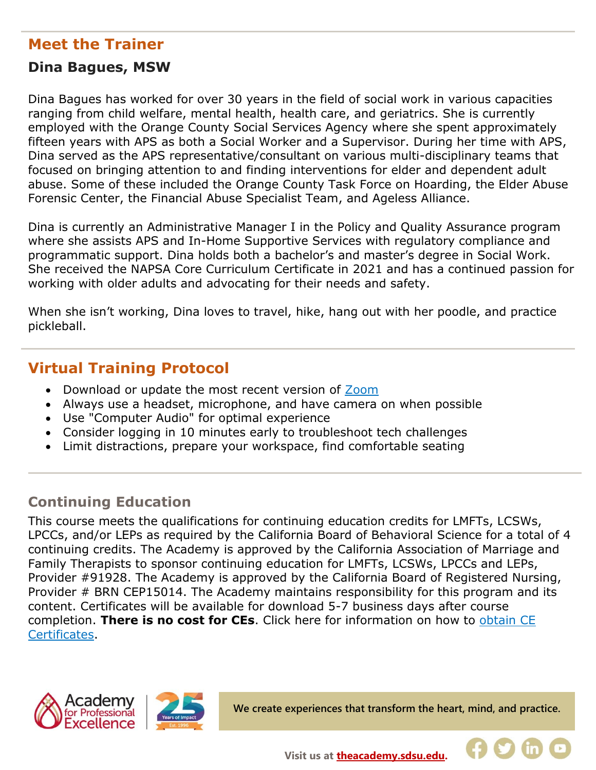## Meet the Trainer

### Dina Bagues, MSW

Dina Bagues has worked for over 30 years in the field of social work in various capacities ranging from child welfare, mental health, health care, and geriatrics. She is currently employed with the Orange County Social Services Agency where she spent approximately fifteen years with APS as both a Social Worker and a Supervisor. During her time with APS, Dina served as the APS representative/consultant on various multi-disciplinary teams that focused on bringing attention to and finding interventions for elder and dependent adult abuse. Some of these included the Orange County Task Force on Hoarding, the Elder Abuse Forensic Center, the Financial Abuse Specialist Team, and Ageless Alliance.

Dina is currently an Administrative Manager I in the Policy and Quality Assurance program where she assists APS and In-Home Supportive Services with regulatory compliance and programmatic support. Dina holds both a bachelor's and master's degree in Social Work. She received the NAPSA Core Curriculum Certificate in 2021 and has a continued passion for working with older adults and advocating for their needs and safety.

When she isn't working, Dina loves to travel, hike, hang out with her poodle, and practice pickleball.

## Virtual Training Protocol

- Download or update the most recent version of Zoom
- Always use a headset, microphone, and have camera on when possible
- Use "Computer Audio" for optimal experience
- Consider logging in 10 minutes early to troubleshoot tech challenges
- Limit distractions, prepare your workspace, find comfortable seating

### Continuing Education

This course meets the qualifications for continuing education credits for LMFTs, LCSWs, LPCCs, and/or LEPs as required by the California Board of Behavioral Science for a total of 4 continuing credits. The Academy is approved by the California Association of Marriage and Family Therapists to sponsor continuing education for LMFTs, LCSWs, LPCCs and LEPs, Provider #91928. The Academy is approved by the California Board of Registered Nursing, Provider # BRN CEP15014. The Academy maintains responsibility for this program and its content. Certificates will be available for download 5-7 business days after course completion. **There is no cost for CEs**. Click here for information on how to obtain CE Certificates.

Academy for Professional Excellence | 25 Years of Impact Est. 1996

We create experiences that transform the heart, mind, and practice.

Visit us at theacademy.sdsu.edu.